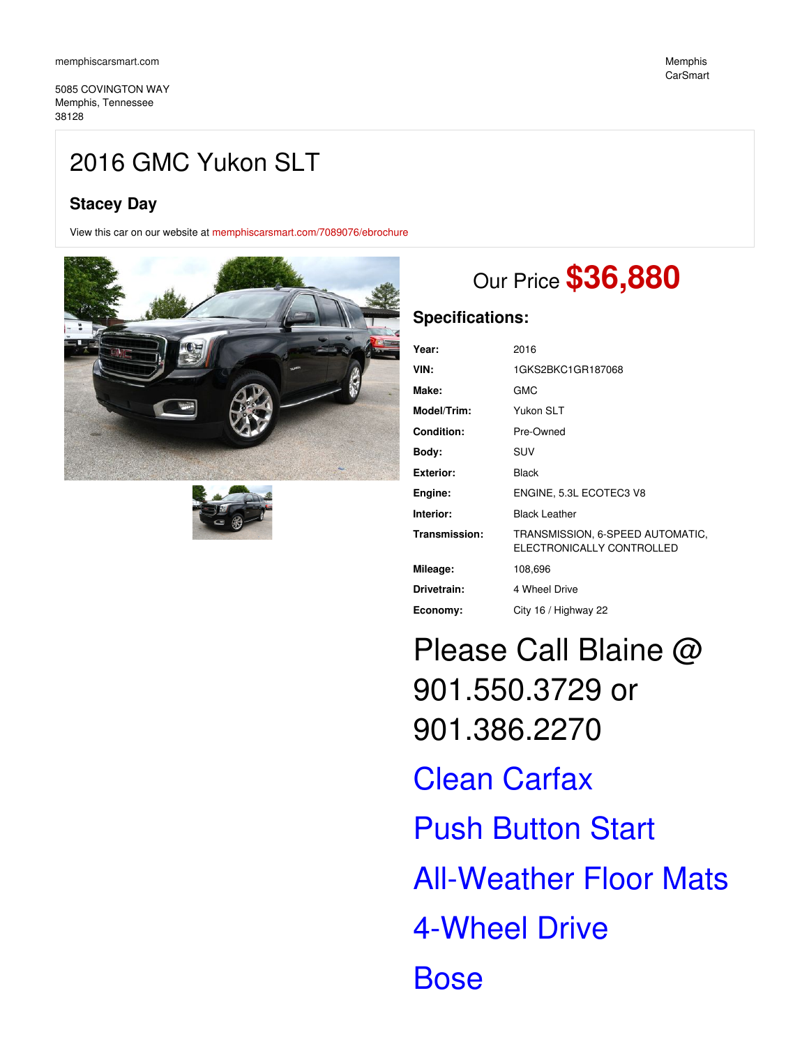memphiscarsmart.com

5085 COVINGTON WAY
Memphis, Tennessee
38128

Memphis CarSmart

# 2016 GMC Yukon SLT

## Stacey Day

View this car on our website at memphiscarsmart.com/7089076/ebrochure

Our Price **$36,880**

### Specifications:

| | |
|---|---|
| **Year:** | 2016 |
| **VIN:** | 1GKS2BKC1GR187068 |
| **Make:** | GMC |
| **Model/Trim:** | Yukon SLT |
| **Condition:** | Pre-Owned |
| **Body:** | SUV |
| **Exterior:** | Black |
| **Engine:** | ENGINE, 5.3L ECOTEC3 V8 |
| **Interior:** | Black Leather |
| **Transmission:** | TRANSMISSION, 6-SPEED AUTOMATIC, ELECTRONICALLY CONTROLLED |
| **Mileage:** | 108,696 |
| **Drivetrain:** | 4 Wheel Drive |
| **Economy:** | City 16 / Highway 22 |

# Please Call Blaine @ 901.550.3729 or 901.386.2270

# Clean Carfax

# Push Button Start

# All-Weather Floor Mats

# 4-Wheel Drive

# Bose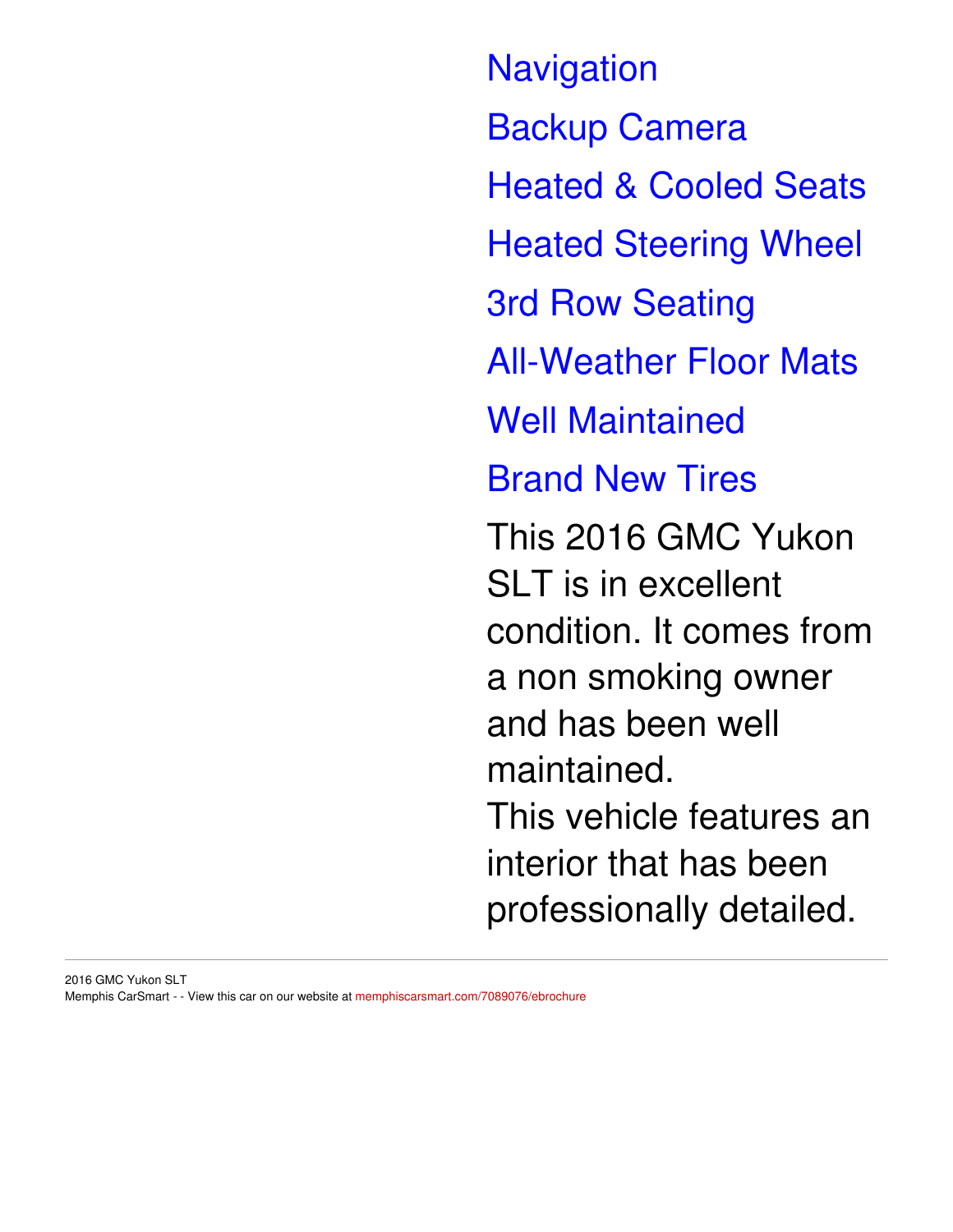- Navigation
- Backup Camera
- Heated & Cooled Seats
- Heated Steering Wheel
- 3rd Row Seating
- All-Weather Floor Mats
- Well Maintained
- Brand New Tires

This 2016 GMC Yukon SLT is in excellent condition. It comes from a non smoking owner and has been well maintained.

This vehicle features an interior that has been professionally detailed.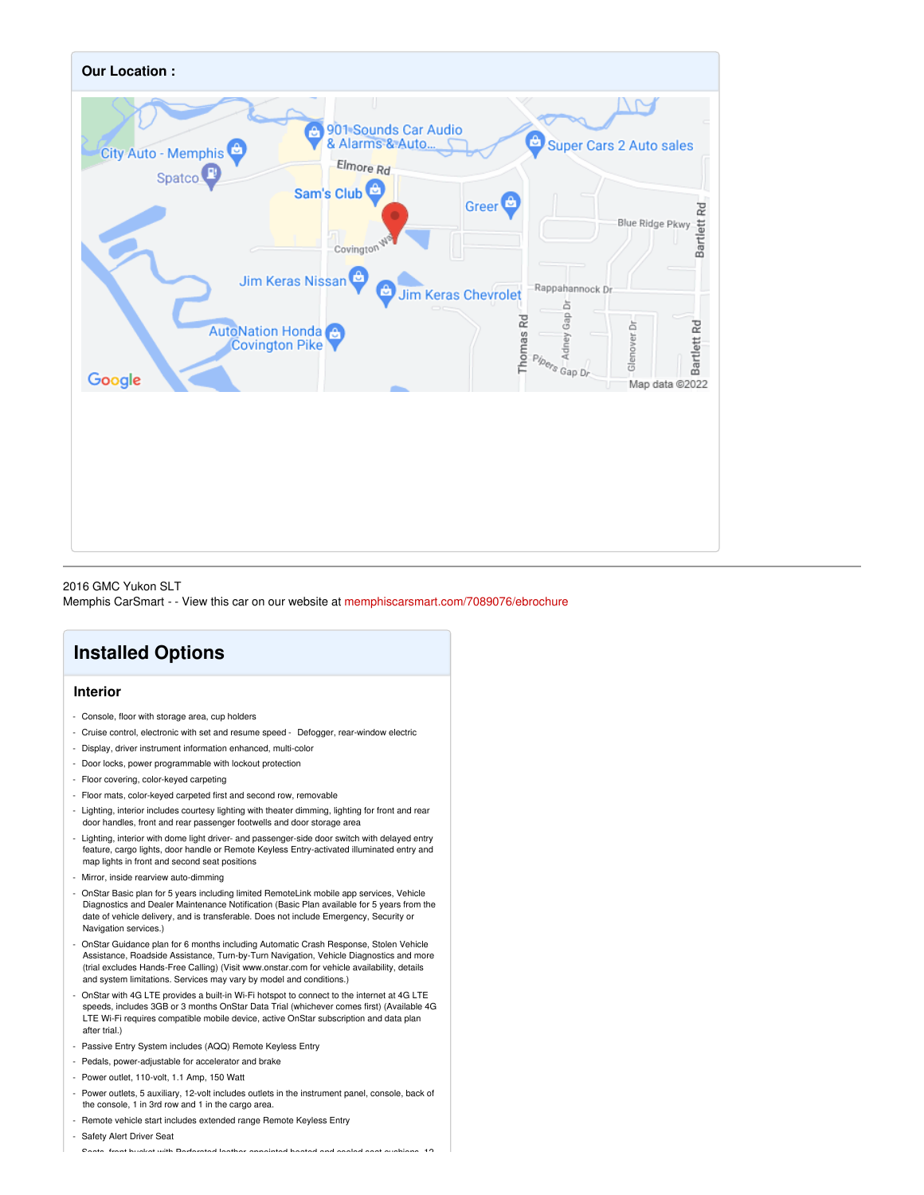## Our Location :

2016 GMC Yukon SLT
Memphis CarSmart - - View this car on our website at memphiscarsmart.com/7089076/ebrochure

# Installed Options

## Interior

- Console, floor with storage area, cup holders
- Cruise control, electronic with set and resume speed
- Defogger, rear-window electric
- Display, driver instrument information enhanced, multi-color
- Door locks, power programmable with lockout protection
- Floor covering, color-keyed carpeting
- Floor mats, color-keyed carpeted first and second row, removable
- Lighting, interior includes courtesy lighting with theater dimming, lighting for front and rear door handles, front and rear passenger footwells and door storage area
- Lighting, interior with dome light driver- and passenger-side door switch with delayed entry feature, cargo lights, door handle or Remote Keyless Entry-activated illuminated entry and map lights in front and second seat positions
- Mirror, inside rearview auto-dimming
- OnStar Basic plan for 5 years including limited RemoteLink mobile app services, Vehicle Diagnostics and Dealer Maintenance Notification (Basic Plan available for 5 years from the date of vehicle delivery, and is transferable. Does not include Emergency, Security or Navigation services.)
- OnStar Guidance plan for 6 months including Automatic Crash Response, Stolen Vehicle Assistance, Roadside Assistance, Turn-by-Turn Navigation, Vehicle Diagnostics and more (trial excludes Hands-Free Calling) (Visit www.onstar.com for vehicle availability, details and system limitations. Services may vary by model and conditions.)
- OnStar with 4G LTE provides a built-in Wi-Fi hotspot to connect to the internet at 4G LTE speeds, includes 3GB or 3 months OnStar Data Trial (whichever comes first) (Available 4G LTE Wi-Fi requires compatible mobile device, active OnStar subscription and data plan after trial.)
- Passive Entry System includes (AQQ) Remote Keyless Entry
- Pedals, power-adjustable for accelerator and brake
- Power outlet, 110-volt, 1.1 Amp, 150 Watt
- Power outlets, 5 auxiliary, 12-volt includes outlets in the instrument panel, console, back of the console, 1 in 3rd row and 1 in the cargo area.
- Remote vehicle start includes extended range Remote Keyless Entry
- Safety Alert Driver Seat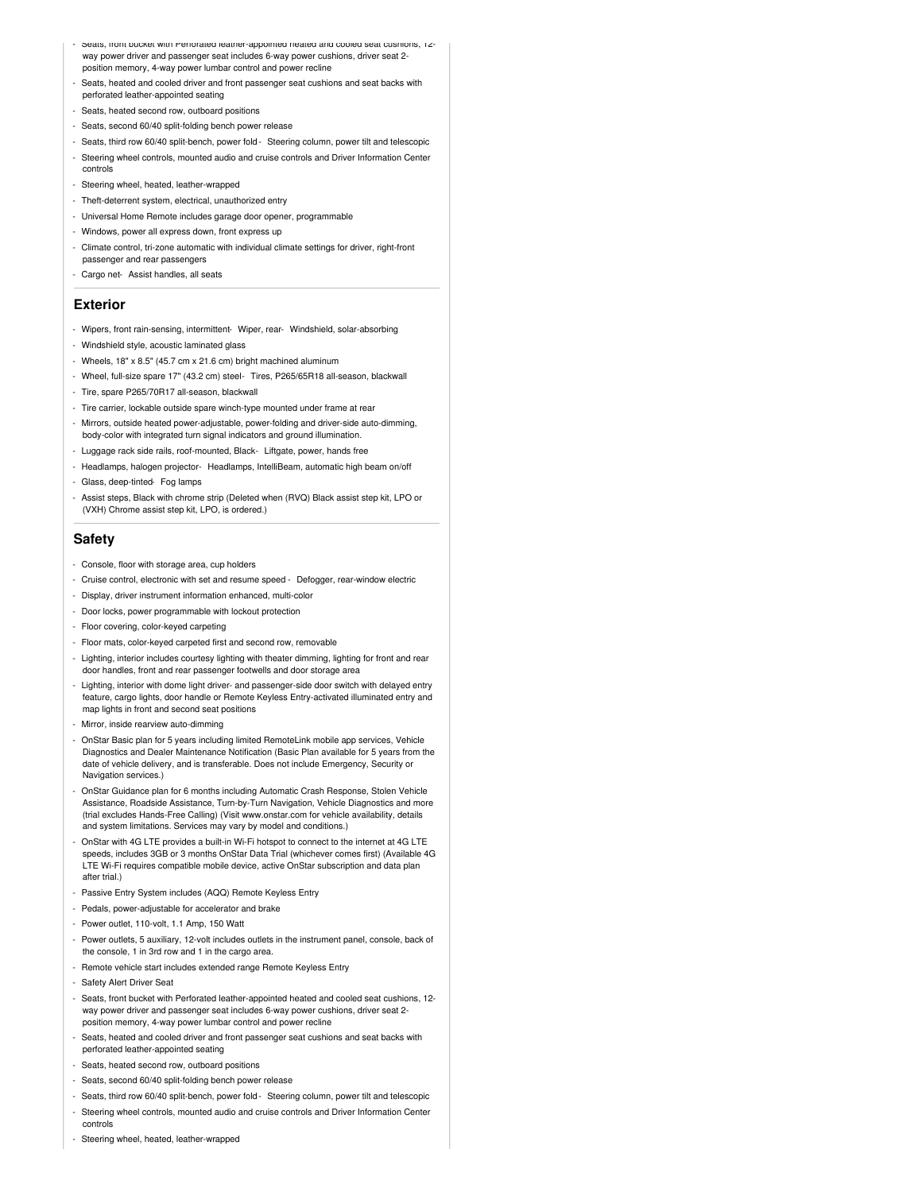- Seats, front bucket with Perforated leather-appointed heated and cooled seat cushions, 12-way power driver and passenger seat includes 6-way power cushions, driver seat 2-position memory, 4-way power lumbar control and power recline
- Seats, heated and cooled driver and front passenger seat cushions and seat backs with perforated leather-appointed seating
- Seats, heated second row, outboard positions
- Seats, second 60/40 split-folding bench power release
- Seats, third row 60/40 split-bench, power fold - Steering column, power tilt and telescopic
- Steering wheel controls, mounted audio and cruise controls and Driver Information Center controls
- Steering wheel, heated, leather-wrapped
- Theft-deterrent system, electrical, unauthorized entry
- Universal Home Remote includes garage door opener, programmable
- Windows, power all express down, front express up
- Climate control, tri-zone automatic with individual climate settings for driver, right-front passenger and rear passengers
- Cargo net- Assist handles, all seats

## Exterior

- Wipers, front rain-sensing, intermittent- Wiper, rear- Windshield, solar-absorbing
- Windshield style, acoustic laminated glass
- Wheels, 18" x 8.5" (45.7 cm x 21.6 cm) bright machined aluminum
- Wheel, full-size spare 17" (43.2 cm) steel- Tires, P265/65R18 all-season, blackwall
- Tire, spare P265/70R17 all-season, blackwall
- Tire carrier, lockable outside spare winch-type mounted under frame at rear
- Mirrors, outside heated power-adjustable, power-folding and driver-side auto-dimming, body-color with integrated turn signal indicators and ground illumination.
- Luggage rack side rails, roof-mounted, Black- Liftgate, power, hands free
- Headlamps, halogen projector- Headlamps, IntelliBeam, automatic high beam on/off
- Glass, deep-tinted- Fog lamps
- Assist steps, Black with chrome strip (Deleted when (RVQ) Black assist step kit, LPO or (VXH) Chrome assist step kit, LPO, is ordered.)

## Safety

- Console, floor with storage area, cup holders
- Cruise control, electronic with set and resume speed - Defogger, rear-window electric
- Display, driver instrument information enhanced, multi-color
- Door locks, power programmable with lockout protection
- Floor covering, color-keyed carpeting
- Floor mats, color-keyed carpeted first and second row, removable
- Lighting, interior includes courtesy lighting with theater dimming, lighting for front and rear door handles, front and rear passenger footwells and door storage area
- Lighting, interior with dome light driver- and passenger-side door switch with delayed entry feature, cargo lights, door handle or Remote Keyless Entry-activated illuminated entry and map lights in front and second seat positions
- Mirror, inside rearview auto-dimming
- OnStar Basic plan for 5 years including limited RemoteLink mobile app services, Vehicle Diagnostics and Dealer Maintenance Notification (Basic Plan available for 5 years from the date of vehicle delivery, and is transferable. Does not include Emergency, Security or Navigation services.)
- OnStar Guidance plan for 6 months including Automatic Crash Response, Stolen Vehicle Assistance, Roadside Assistance, Turn-by-Turn Navigation, Vehicle Diagnostics and more (trial excludes Hands-Free Calling) (Visit www.onstar.com for vehicle availability, details and system limitations. Services may vary by model and conditions.)
- OnStar with 4G LTE provides a built-in Wi-Fi hotspot to connect to the internet at 4G LTE speeds, includes 3GB or 3 months OnStar Data Trial (whichever comes first) (Available 4G LTE Wi-Fi requires compatible mobile device, active OnStar subscription and data plan after trial.)
- Passive Entry System includes (AQQ) Remote Keyless Entry
- Pedals, power-adjustable for accelerator and brake
- Power outlet, 110-volt, 1.1 Amp, 150 Watt
- Power outlets, 5 auxiliary, 12-volt includes outlets in the instrument panel, console, back of the console, 1 in 3rd row and 1 in the cargo area.
- Remote vehicle start includes extended range Remote Keyless Entry
- Safety Alert Driver Seat
- Seats, front bucket with Perforated leather-appointed heated and cooled seat cushions, 12-way power driver and passenger seat includes 6-way power cushions, driver seat 2-position memory, 4-way power lumbar control and power recline
- Seats, heated and cooled driver and front passenger seat cushions and seat backs with perforated leather-appointed seating
- Seats, heated second row, outboard positions
- Seats, second 60/40 split-folding bench power release
- Seats, third row 60/40 split-bench, power fold - Steering column, power tilt and telescopic
- Steering wheel controls, mounted audio and cruise controls and Driver Information Center controls
- Steering wheel, heated, leather-wrapped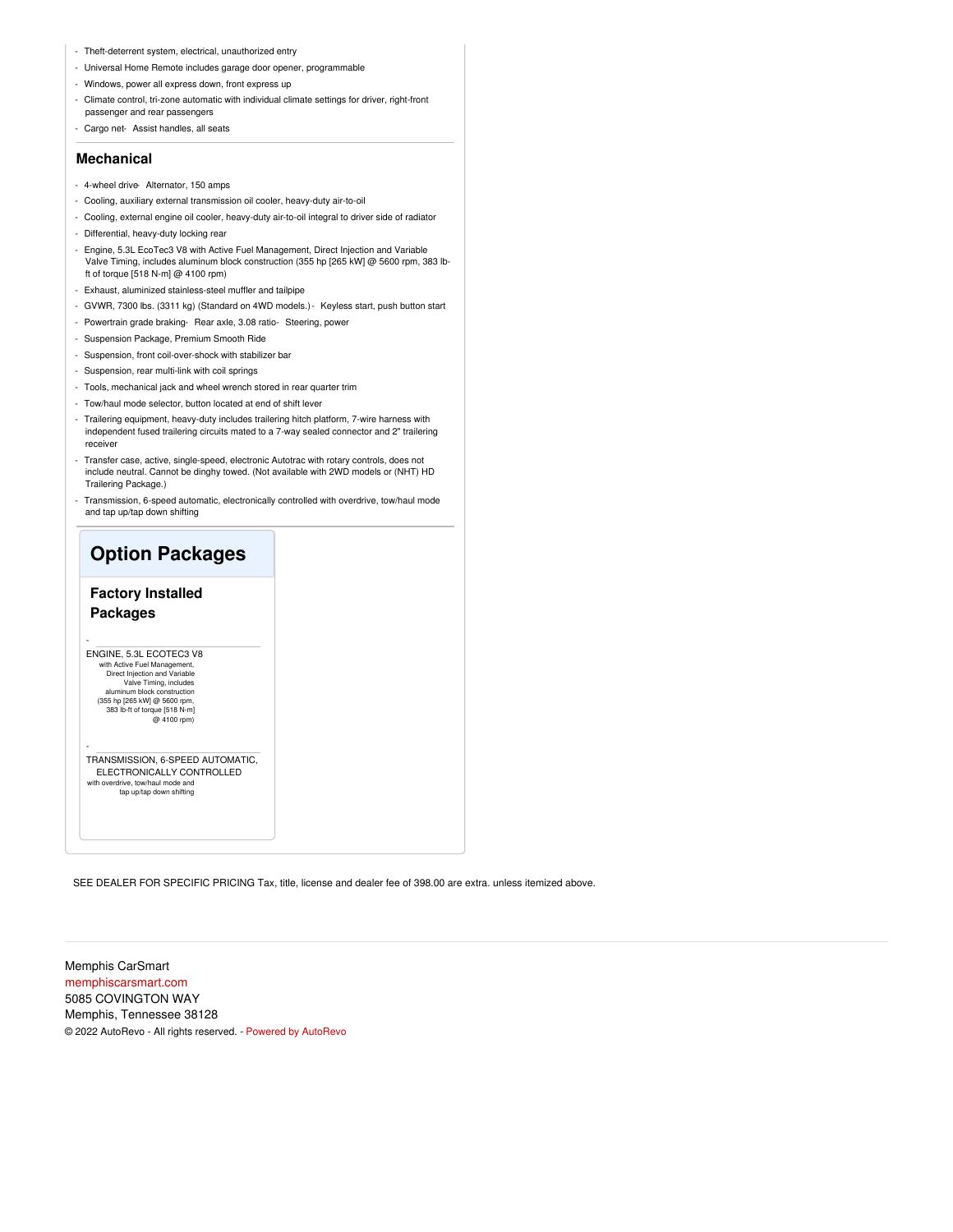- Theft-deterrent system, electrical, unauthorized entry
- Universal Home Remote includes garage door opener, programmable
- Windows, power all express down, front express up
- Climate control, tri-zone automatic with individual climate settings for driver, right-front passenger and rear passengers
- Cargo net- Assist handles, all seats

## Mechanical

- 4-wheel drive- Alternator, 150 amps
- Cooling, auxiliary external transmission oil cooler, heavy-duty air-to-oil
- Cooling, external engine oil cooler, heavy-duty air-to-oil integral to driver side of radiator
- Differential, heavy-duty locking rear
- Engine, 5.3L EcoTec3 V8 with Active Fuel Management, Direct Injection and Variable Valve Timing, includes aluminum block construction (355 hp [265 kW] @ 5600 rpm, 383 lb-ft of torque [518 N-m] @ 4100 rpm)
- Exhaust, aluminized stainless-steel muffler and tailpipe
- GVWR, 7300 lbs. (3311 kg) (Standard on 4WD models.)- Keyless start, push button start
- Powertrain grade braking- Rear axle, 3.08 ratio- Steering, power
- Suspension Package, Premium Smooth Ride
- Suspension, front coil-over-shock with stabilizer bar
- Suspension, rear multi-link with coil springs
- Tools, mechanical jack and wheel wrench stored in rear quarter trim
- Tow/haul mode selector, button located at end of shift lever
- Trailering equipment, heavy-duty includes trailering hitch platform, 7-wire harness with independent fused trailering circuits mated to a 7-way sealed connector and 2" trailering receiver
- Transfer case, active, single-speed, electronic Autotrac with rotary controls, does not include neutral. Cannot be dinghy towed. (Not available with 2WD models or (NHT) HD Trailering Package.)
- Transmission, 6-speed automatic, electronically controlled with overdrive, tow/haul mode and tap up/tap down shifting

# Option Packages

## Factory Installed Packages

-

ENGINE, 5.3L ECOTEC3 V8
with Active Fuel Management, Direct Injection and Variable Valve Timing, includes aluminum block construction (355 hp [265 kW] @ 5600 rpm, 383 lb-ft of torque [518 N-m] @ 4100 rpm)

-

TRANSMISSION, 6-SPEED AUTOMATIC, ELECTRONICALLY CONTROLLED
with overdrive, tow/haul mode and tap up/tap down shifting

SEE DEALER FOR SPECIFIC PRICING Tax, title, license and dealer fee of 398.00 are extra. unless itemized above.

Memphis CarSmart
memphiscarsmart.com
5085 COVINGTON WAY
Memphis, Tennessee 38128
© 2022 AutoRevo - All rights reserved. - Powered by AutoRevo